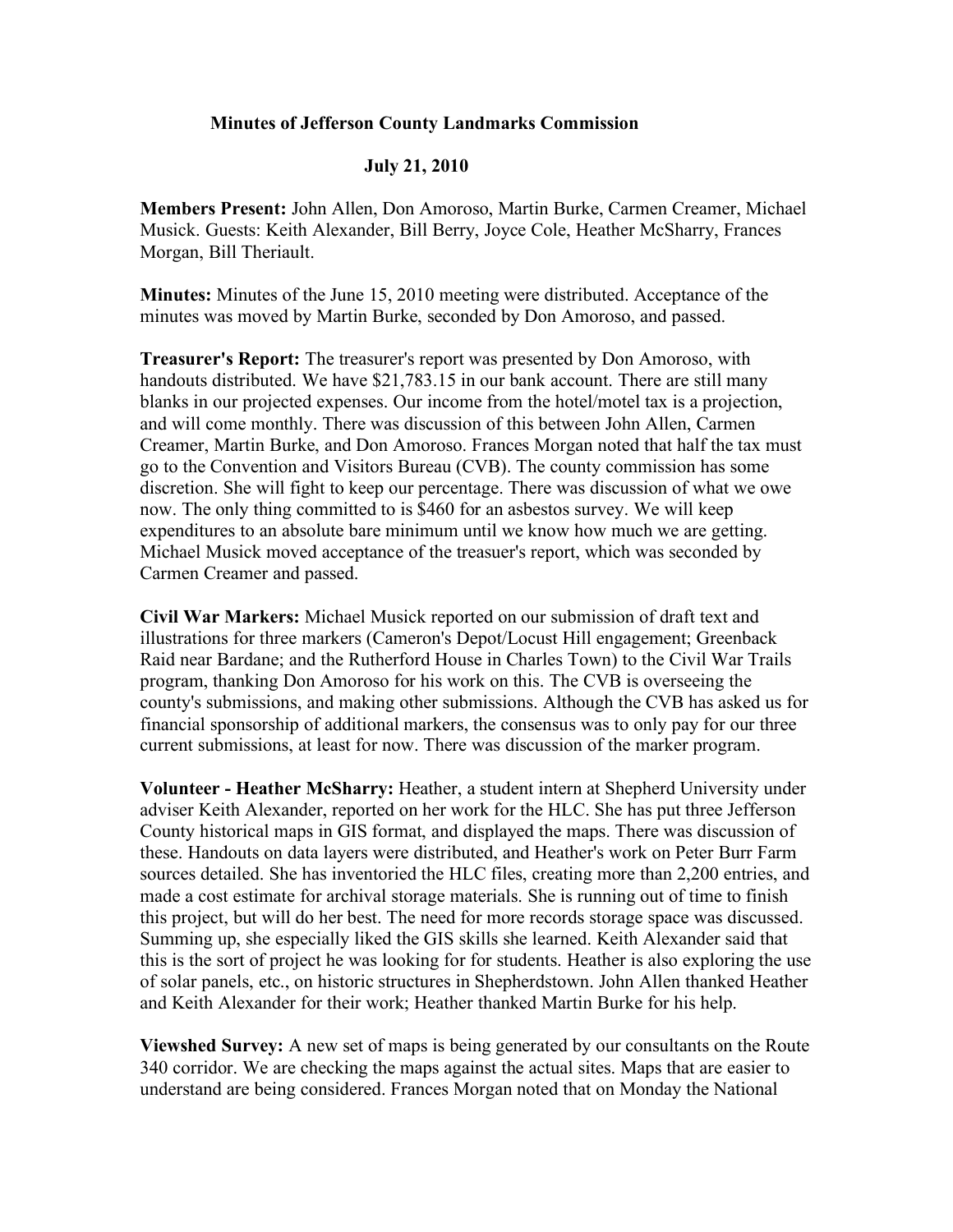**Minutes of Jefferson County Landmarks Commission**

**July 21, 2010**

**Members Present:** John Allen, Don Amoroso, Martin Burke, Carmen Creamer, Michael Musick. Guests: Keith Alexander, Bill Berry, Joyce Cole, Heather McSharry, Frances Morgan, Bill Theriault.

**Minutes:** Minutes of the June 15, 2010 meeting were distributed. Acceptance of the minutes was moved by Martin Burke, seconded by Don Amoroso, and passed.

**Treasurer's Report:** The treasurer's report was presented by Don Amoroso, with handouts distributed. We have $21,783.15 in our bank account. There are still many blanks in our projected expenses. Our income from the hotel/motel tax is a projection, and will come monthly. There was discussion of this between John Allen, Carmen Creamer, Martin Burke, and Don Amoroso. Frances Morgan noted that half the tax must go to the Convention and Visitors Bureau (CVB). The county commission has some discretion. She will fight to keep our percentage. There was discussion of what we owe now. The only thing committed to is $460 for an asbestos survey. We will keep expenditures to an absolute bare minimum until we know how much we are getting. Michael Musick moved acceptance of the treasuer's report, which was seconded by Carmen Creamer and passed.

**Civil War Markers:** Michael Musick reported on our submission of draft text and illustrations for three markers (Cameron's Depot/Locust Hill engagement; Greenback Raid near Bardane; and the Rutherford House in Charles Town) to the Civil War Trails program, thanking Don Amoroso for his work on this. The CVB is overseeing the county's submissions, and making other submissions. Although the CVB has asked us for financial sponsorship of additional markers, the consensus was to only pay for our three current submissions, at least for now. There was discussion of the marker program.

**Volunteer - Heather McSharry:** Heather, a student intern at Shepherd University under adviser Keith Alexander, reported on her work for the HLC. She has put three Jefferson County historical maps in GIS format, and displayed the maps. There was discussion of these. Handouts on data layers were distributed, and Heather's work on Peter Burr Farm sources detailed. She has inventoried the HLC files, creating more than 2,200 entries, and made a cost estimate for archival storage materials. She is running out of time to finish this project, but will do her best. The need for more records storage space was discussed. Summing up, she especially liked the GIS skills she learned. Keith Alexander said that this is the sort of project he was looking for for students. Heather is also exploring the use of solar panels, etc., on historic structures in Shepherdstown. John Allen thanked Heather and Keith Alexander for their work; Heather thanked Martin Burke for his help.

**Viewshed Survey:** A new set of maps is being generated by our consultants on the Route 340 corridor. We are checking the maps against the actual sites. Maps that are easier to understand are being considered. Frances Morgan noted that on Monday the National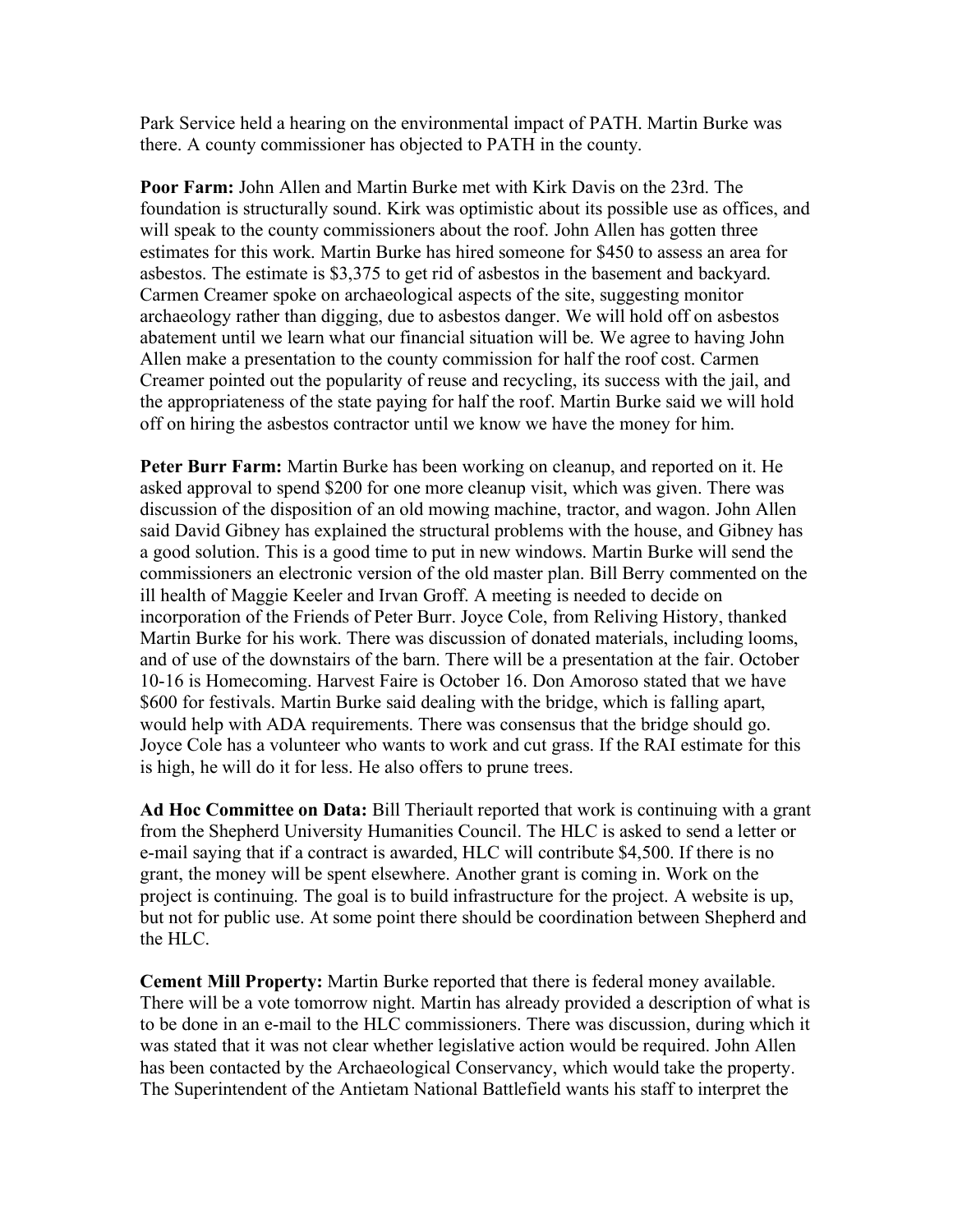Park Service held a hearing on the environmental impact of PATH. Martin Burke was there. A county commissioner has objected to PATH in the county.

**Poor Farm:** John Allen and Martin Burke met with Kirk Davis on the 23rd. The foundation is structurally sound. Kirk was optimistic about its possible use as offices, and will speak to the county commissioners about the roof. John Allen has gotten three estimates for this work. Martin Burke has hired someone for $450 to assess an area for asbestos. The estimate is $3,375 to get rid of asbestos in the basement and backyard. Carmen Creamer spoke on archaeological aspects of the site, suggesting monitor archaeology rather than digging, due to asbestos danger. We will hold off on asbestos abatement until we learn what our financial situation will be. We agree to having John Allen make a presentation to the county commission for half the roof cost. Carmen Creamer pointed out the popularity of reuse and recycling, its success with the jail, and the appropriateness of the state paying for half the roof. Martin Burke said we will hold off on hiring the asbestos contractor until we know we have the money for him.

**Peter Burr Farm:** Martin Burke has been working on cleanup, and reported on it. He asked approval to spend $200 for one more cleanup visit, which was given. There was discussion of the disposition of an old mowing machine, tractor, and wagon. John Allen said David Gibney has explained the structural problems with the house, and Gibney has a good solution. This is a good time to put in new windows. Martin Burke will send the commissioners an electronic version of the old master plan. Bill Berry commented on the ill health of Maggie Keeler and Irvan Groff. A meeting is needed to decide on incorporation of the Friends of Peter Burr. Joyce Cole, from Reliving History, thanked Martin Burke for his work. There was discussion of donated materials, including looms, and of use of the downstairs of the barn. There will be a presentation at the fair. October 10-16 is Homecoming. Harvest Faire is October 16. Don Amoroso stated that we have $600 for festivals. Martin Burke said dealing with the bridge, which is falling apart, would help with ADA requirements. There was consensus that the bridge should go. Joyce Cole has a volunteer who wants to work and cut grass. If the RAI estimate for this is high, he will do it for less. He also offers to prune trees.

**Ad Hoc Committee on Data:** Bill Theriault reported that work is continuing with a grant from the Shepherd University Humanities Council. The HLC is asked to send a letter or e-mail saying that if a contract is awarded, HLC will contribute $4,500. If there is no grant, the money will be spent elsewhere. Another grant is coming in. Work on the project is continuing. The goal is to build infrastructure for the project. A website is up, but not for public use. At some point there should be coordination between Shepherd and the HLC.

**Cement Mill Property:** Martin Burke reported that there is federal money available. There will be a vote tomorrow night. Martin has already provided a description of what is to be done in an e-mail to the HLC commissioners. There was discussion, during which it was stated that it was not clear whether legislative action would be required. John Allen has been contacted by the Archaeological Conservancy, which would take the property. The Superintendent of the Antietam National Battlefield wants his staff to interpret the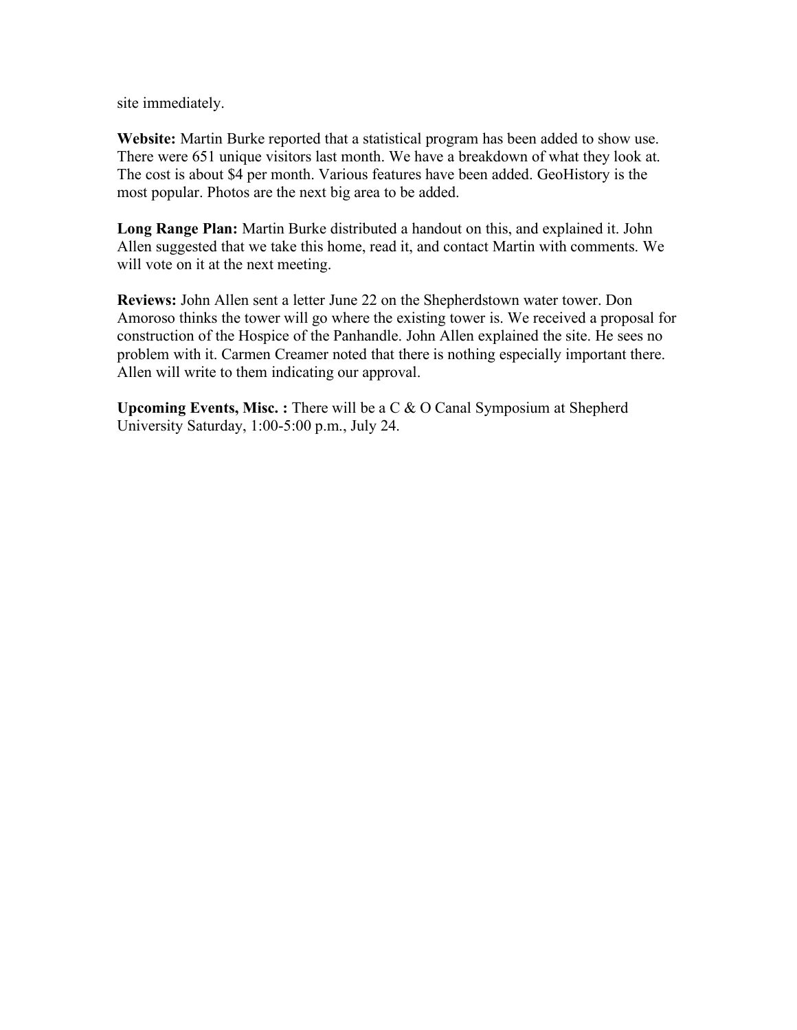site immediately.

**Website:** Martin Burke reported that a statistical program has been added to show use. There were 651 unique visitors last month. We have a breakdown of what they look at. The cost is about $4 per month. Various features have been added. GeoHistory is the most popular. Photos are the next big area to be added.

**Long Range Plan:** Martin Burke distributed a handout on this, and explained it. John Allen suggested that we take this home, read it, and contact Martin with comments. We will vote on it at the next meeting.

**Reviews:** John Allen sent a letter June 22 on the Shepherdstown water tower. Don Amoroso thinks the tower will go where the existing tower is. We received a proposal for construction of the Hospice of the Panhandle. John Allen explained the site. He sees no problem with it. Carmen Creamer noted that there is nothing especially important there. Allen will write to them indicating our approval.

**Upcoming Events, Misc. :** There will be a C & O Canal Symposium at Shepherd University Saturday, 1:00-5:00 p.m., July 24.